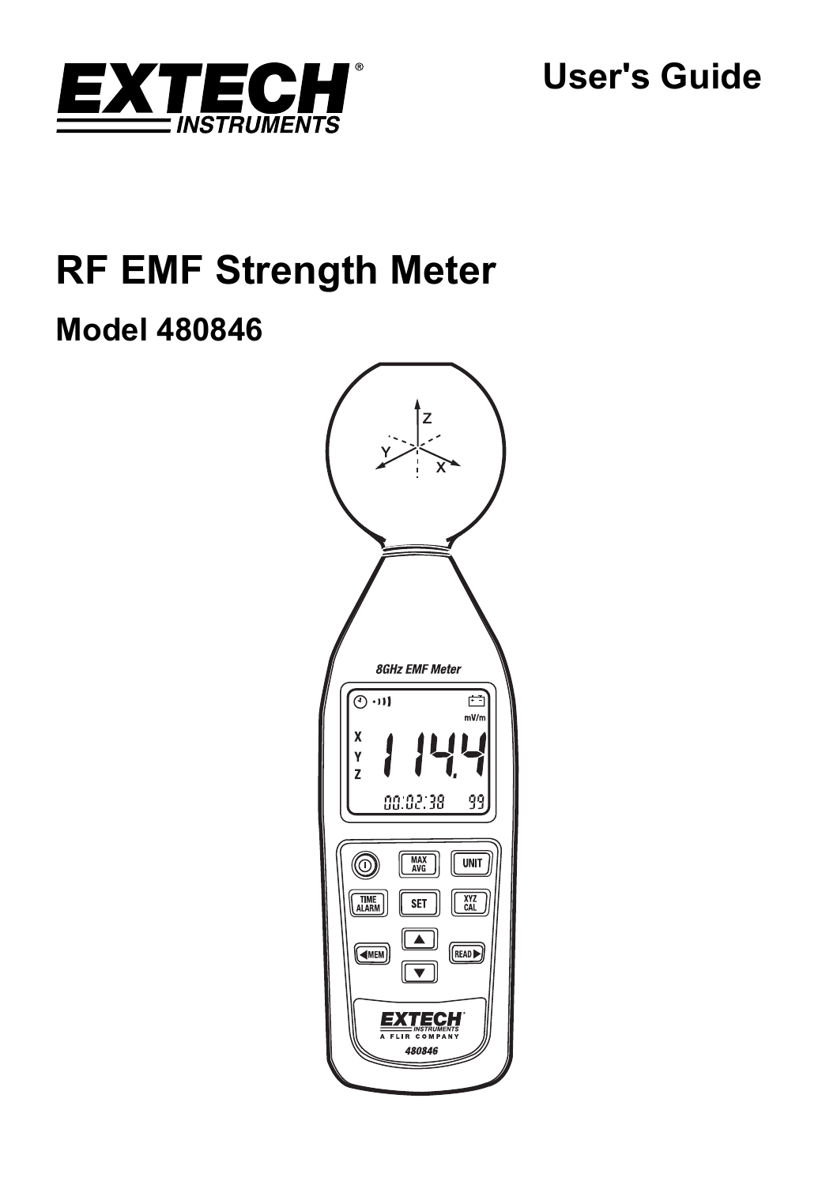EXTECH® INSTRUMENTS

User's Guide

# RF EMF Strength Meter

## Model 480846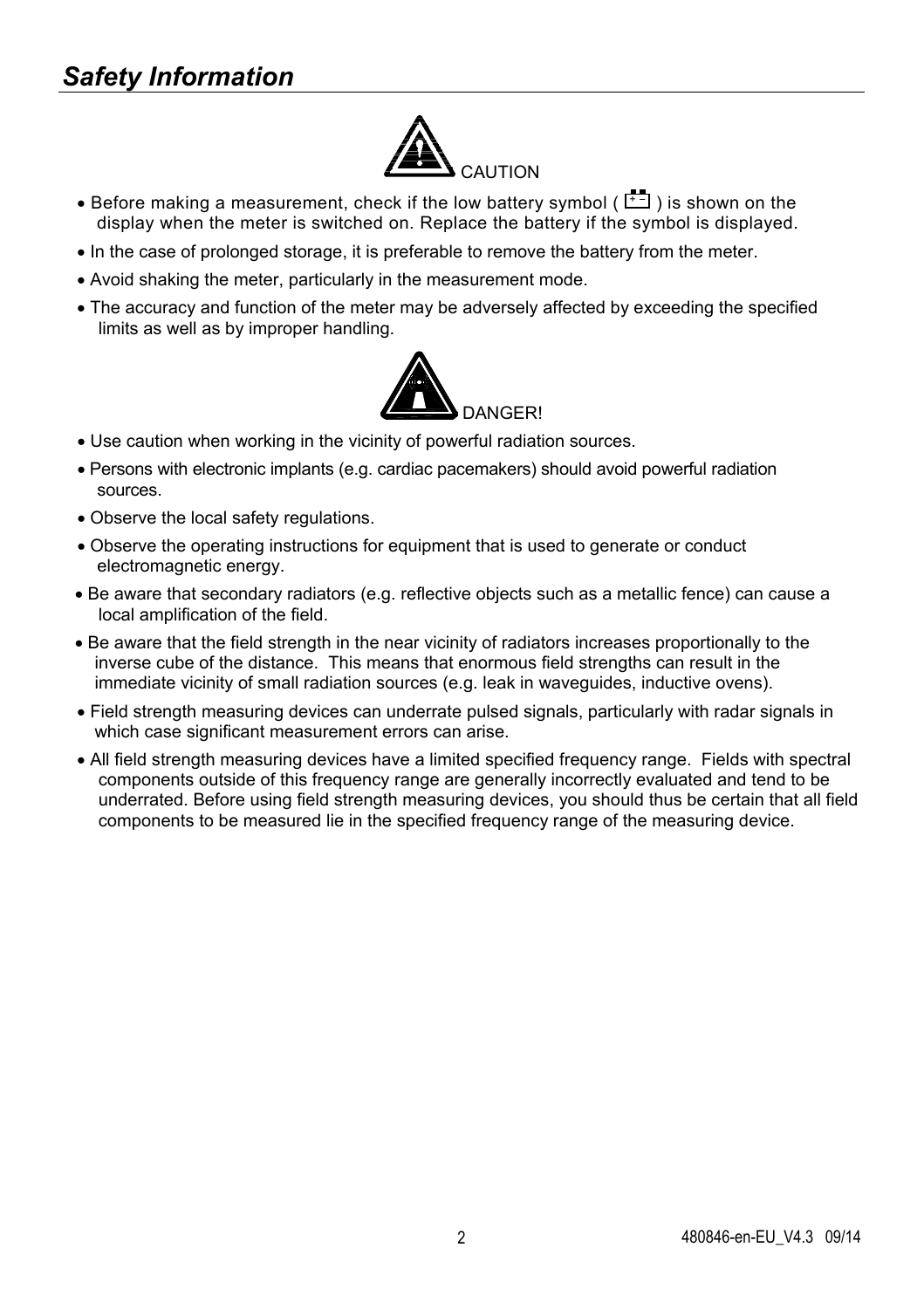# *Safety Information*

CAUTION

- Before making a measurement, check if the low battery symbol ( ) is shown on the display when the meter is switched on. Replace the battery if the symbol is displayed.
- In the case of prolonged storage, it is preferable to remove the battery from the meter.
- Avoid shaking the meter, particularly in the measurement mode.
- The accuracy and function of the meter may be adversely affected by exceeding the specified limits as well as by improper handling.

DANGER!

- Use caution when working in the vicinity of powerful radiation sources.
- Persons with electronic implants (e.g. cardiac pacemakers) should avoid powerful radiation sources.
- Observe the local safety regulations.
- Observe the operating instructions for equipment that is used to generate or conduct electromagnetic energy.
- Be aware that secondary radiators (e.g. reflective objects such as a metallic fence) can cause a local amplification of the field.
- Be aware that the field strength in the near vicinity of radiators increases proportionally to the inverse cube of the distance. This means that enormous field strengths can result in the immediate vicinity of small radiation sources (e.g. leak in waveguides, inductive ovens).
- Field strength measuring devices can underrate pulsed signals, particularly with radar signals in which case significant measurement errors can arise.
- All field strength measuring devices have a limited specified frequency range. Fields with spectral components outside of this frequency range are generally incorrectly evaluated and tend to be underrated. Before using field strength measuring devices, you should thus be certain that all field components to be measured lie in the specified frequency range of the measuring device.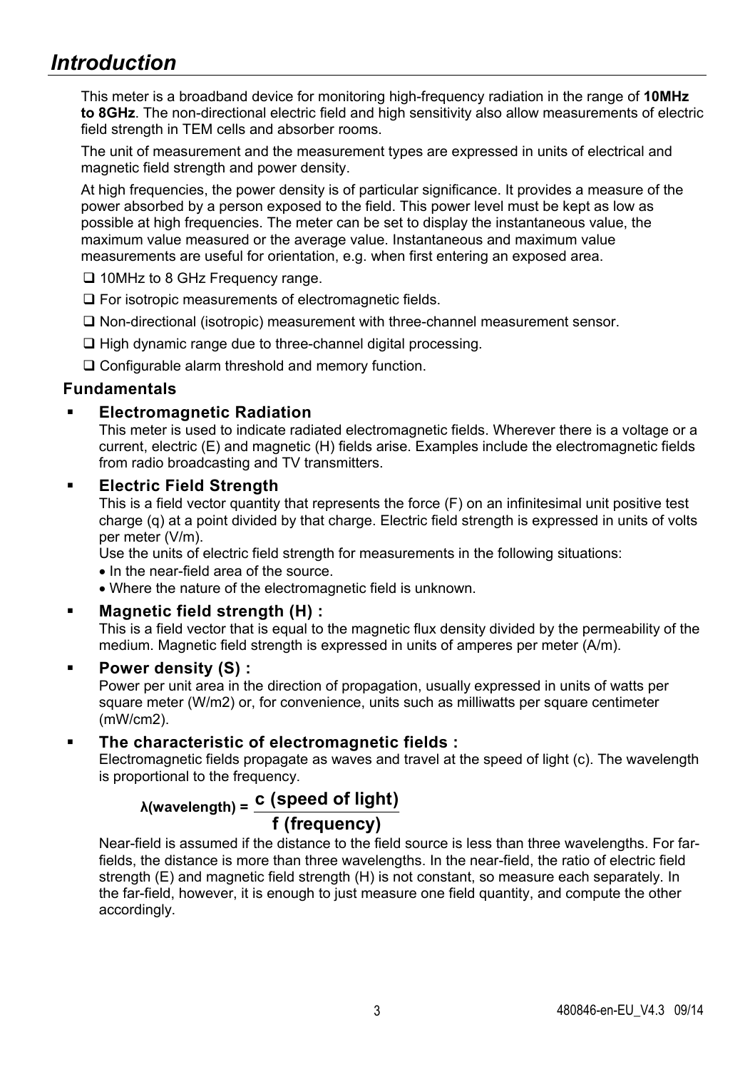# Introduction

This meter is a broadband device for monitoring high-frequency radiation in the range of **10MHz to 8GHz**. The non-directional electric field and high sensitivity also allow measurements of electric field strength in TEM cells and absorber rooms.

The unit of measurement and the measurement types are expressed in units of electrical and magnetic field strength and power density.

At high frequencies, the power density is of particular significance. It provides a measure of the power absorbed by a person exposed to the field. This power level must be kept as low as possible at high frequencies. The meter can be set to display the instantaneous value, the maximum value measured or the average value. Instantaneous and maximum value measurements are useful for orientation, e.g. when first entering an exposed area.

- ❑ 10MHz to 8 GHz Frequency range.
- ❑ For isotropic measurements of electromagnetic fields.
- ❑ Non-directional (isotropic) measurement with three-channel measurement sensor.
- ❑ High dynamic range due to three-channel digital processing.
- ❑ Configurable alarm threshold and memory function.

## Fundamentals

- **Electromagnetic Radiation**
  This meter is used to indicate radiated electromagnetic fields. Wherever there is a voltage or a current, electric (E) and magnetic (H) fields arise. Examples include the electromagnetic fields from radio broadcasting and TV transmitters.

- **Electric Field Strength**
  This is a field vector quantity that represents the force (F) on an infinitesimal unit positive test charge (q) at a point divided by that charge. Electric field strength is expressed in units of volts per meter (V/m).
  Use the units of electric field strength for measurements in the following situations:
  - In the near-field area of the source.
  - Where the nature of the electromagnetic field is unknown.

- **Magnetic field strength (H) :**
  This is a field vector that is equal to the magnetic flux density divided by the permeability of the medium. Magnetic field strength is expressed in units of amperes per meter (A/m).

- **Power density (S) :**
  Power per unit area in the direction of propagation, usually expressed in units of watts per square meter (W/m2) or, for convenience, units such as milliwatts per square centimeter (mW/cm2).

- **The characteristic of electromagnetic fields :**
  Electromagnetic fields propagate as waves and travel at the speed of light (c). The wavelength is proportional to the frequency.

$$\lambda(\text{wavelength}) = \frac{c \text{ (speed of light)}}{f \text{ (frequency)}}$$

  Near-field is assumed if the distance to the field source is less than three wavelengths. For far-fields, the distance is more than three wavelengths. In the near-field, the ratio of electric field strength (E) and magnetic field strength (H) is not constant, so measure each separately. In the far-field, however, it is enough to just measure one field quantity, and compute the other accordingly.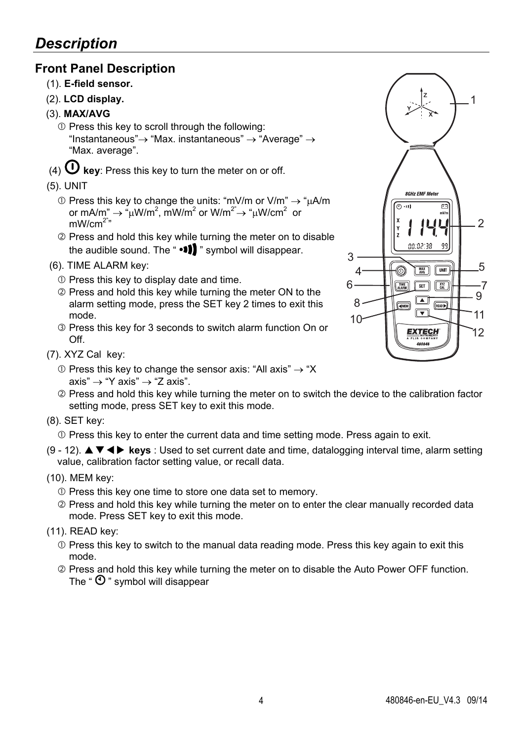# *Description*

## Front Panel Description

(1). **E-field sensor.**

(2). **LCD display.**

(3). **MAX/AVG**

① Press this key to scroll through the following: "Instantaneous"→ "Max. instantaneous" → "Average" → "Max. average".

(4) ⏻ **key**: Press this key to turn the meter on or off.

(5). UNIT

① Press this key to change the units: "mV/m or V/m" → "μA/m or mA/m" → "μW/m², mW/m² or W/m²" → "μW/cm² or mW/cm²"

② Press and hold this key while turning the meter on to disable the audible sound. The " •))) " symbol will disappear.

(6). TIME ALARM key:

① Press this key to display date and time.

② Press and hold this key while turning the meter ON to the alarm setting mode, press the SET key 2 times to exit this mode.

③ Press this key for 3 seconds to switch alarm function On or Off.

(7). XYZ Cal key:

① Press this key to change the sensor axis: "All axis" → "X axis" → "Y axis" → "Z axis".

② Press and hold this key while turning the meter on to switch the device to the calibration factor setting mode, press SET key to exit this mode.

(8). SET key:

① Press this key to enter the current data and time setting mode. Press again to exit.

(9 - 12). ▲▼◀▶ **keys** : Used to set current date and time, datalogging interval time, alarm setting value, calibration factor setting value, or recall data.

(10). MEM key:

① Press this key one time to store one data set to memory.

② Press and hold this key while turning the meter on to enter the clear manually recorded data mode. Press SET key to exit this mode.

(11). READ key:

① Press this key to switch to the manual data reading mode. Press this key again to exit this mode.

② Press and hold this key while turning the meter on to disable the Auto Power OFF function. The " ⏲ " symbol will disappear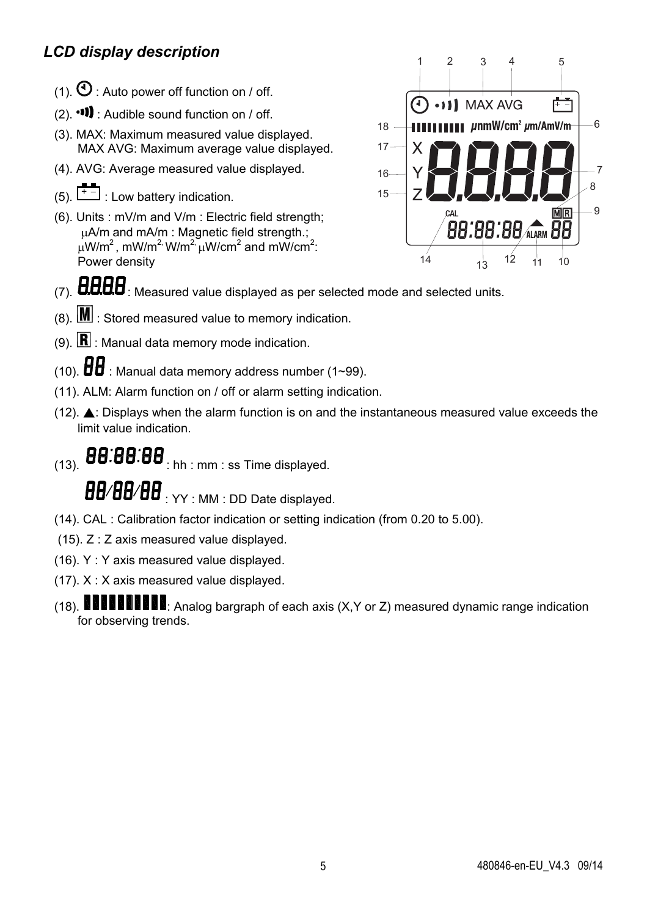## *LCD display description*

(1). 🕘 : Auto power off function on / off.

(2). •))) : Audible sound function on / off.

(3). MAX: Maximum measured value displayed.
MAX AVG: Maximum average value displayed.

(4). AVG: Average measured value displayed.

(5). [+ −] : Low battery indication.

(6). Units : mV/m and V/m : Electric field strength;
μA/m and mA/m : Magnetic field strength.;
μW/m², mW/m², W/m², μW/cm² and mW/cm²:
Power density

(7). 8.8.8.8 : Measured value displayed as per selected mode and selected units.

(8). M : Stored measured value to memory indication.

(9). R : Manual data memory mode indication.

(10). 88 : Manual data memory address number (1~99).

(11). ALM: Alarm function on / off or alarm setting indication.

(12). ▲: Displays when the alarm function is on and the instantaneous measured value exceeds the limit value indication.

(13). 88:88:88 : hh : mm : ss Time displayed.

88/88/88 : YY : MM : DD Date displayed.

(14). CAL : Calibration factor indication or setting indication (from 0.20 to 5.00).

(15). Z : Z axis measured value displayed.

(16). Y : Y axis measured value displayed.

(17). X : X axis measured value displayed.

(18). ▮▮▮▮▮▮▮▮▮▮: Analog bargraph of each axis (X,Y or Z) measured dynamic range indication for observing trends.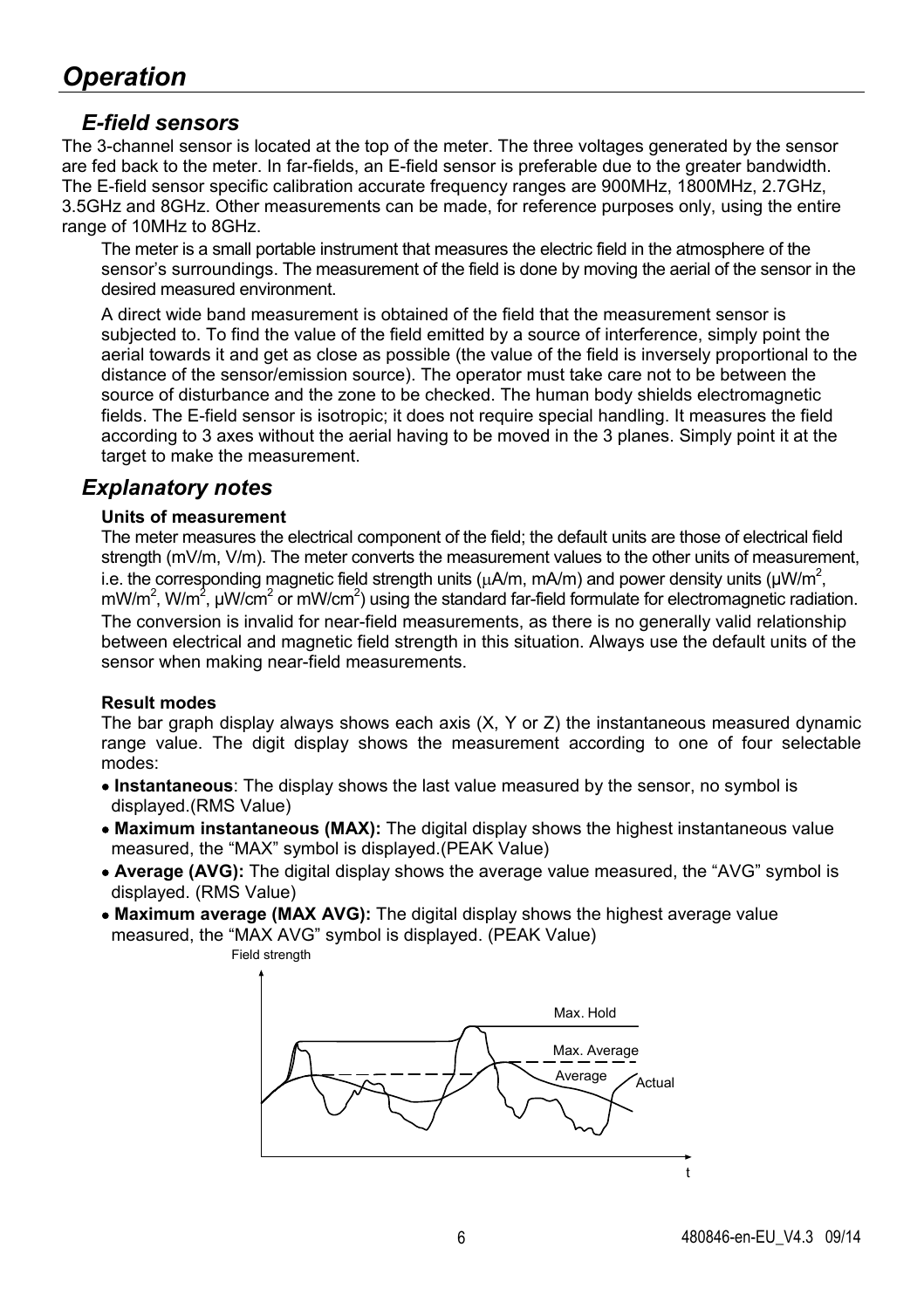# Operation

## E-field sensors

The 3-channel sensor is located at the top of the meter. The three voltages generated by the sensor are fed back to the meter. In far-fields, an E-field sensor is preferable due to the greater bandwidth. The E-field sensor specific calibration accurate frequency ranges are 900MHz, 1800MHz, 2.7GHz, 3.5GHz and 8GHz. Other measurements can be made, for reference purposes only, using the entire range of 10MHz to 8GHz.

The meter is a small portable instrument that measures the electric field in the atmosphere of the sensor's surroundings. The measurement of the field is done by moving the aerial of the sensor in the desired measured environment.

A direct wide band measurement is obtained of the field that the measurement sensor is subjected to. To find the value of the field emitted by a source of interference, simply point the aerial towards it and get as close as possible (the value of the field is inversely proportional to the distance of the sensor/emission source). The operator must take care not to be between the source of disturbance and the zone to be checked. The human body shields electromagnetic fields. The E-field sensor is isotropic; it does not require special handling. It measures the field according to 3 axes without the aerial having to be moved in the 3 planes. Simply point it at the target to make the measurement.

## Explanatory notes

### Units of measurement

The meter measures the electrical component of the field; the default units are those of electrical field strength (mV/m, V/m). The meter converts the measurement values to the other units of measurement, i.e. the corresponding magnetic field strength units (μA/m, mA/m) and power density units (μW/m$^2$, mW/m$^2$, W/m$^2$, μW/cm$^2$ or mW/cm$^2$) using the standard far-field formulate for electromagnetic radiation. The conversion is invalid for near-field measurements, as there is no generally valid relationship between electrical and magnetic field strength in this situation. Always use the default units of the sensor when making near-field measurements.

### Result modes

The bar graph display always shows each axis (X, Y or Z) the instantaneous measured dynamic range value. The digit display shows the measurement according to one of four selectable modes:

- **Instantaneous**: The display shows the last value measured by the sensor, no symbol is displayed.(RMS Value)
- **Maximum instantaneous (MAX):** The digital display shows the highest instantaneous value measured, the "MAX" symbol is displayed.(PEAK Value)
- **Average (AVG):** The digital display shows the average value measured, the "AVG" symbol is displayed. (RMS Value)
- **Maximum average (MAX AVG):** The digital display shows the highest average value measured, the "MAX AVG" symbol is displayed. (PEAK Value)

Field strength

Max. Hold

Max. Average

Average

Actual

t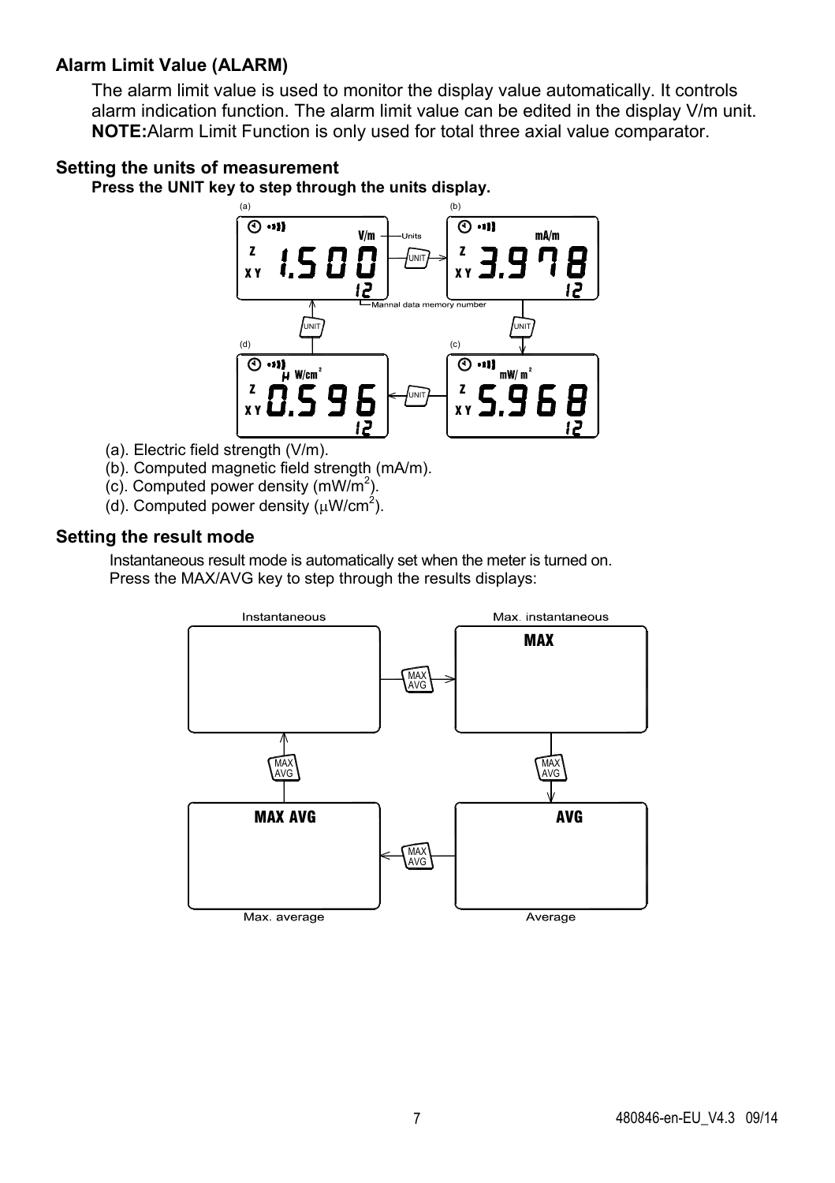### Alarm Limit Value (ALARM)

The alarm limit value is used to monitor the display value automatically. It controls alarm indication function. The alarm limit value can be edited in the display V/m unit.
**NOTE:** Alarm Limit Function is only used for total three axial value comparator.

### Setting the units of measurement

**Press the UNIT key to step through the units display.**

(a). Electric field strength (V/m).
(b). Computed magnetic field strength (mA/m).
(c). Computed power density (mW/m$^2$).
(d). Computed power density ($\mu$W/cm$^2$).

### Setting the result mode

Instantaneous result mode is automatically set when the meter is turned on.
Press the MAX/AVG key to step through the results displays: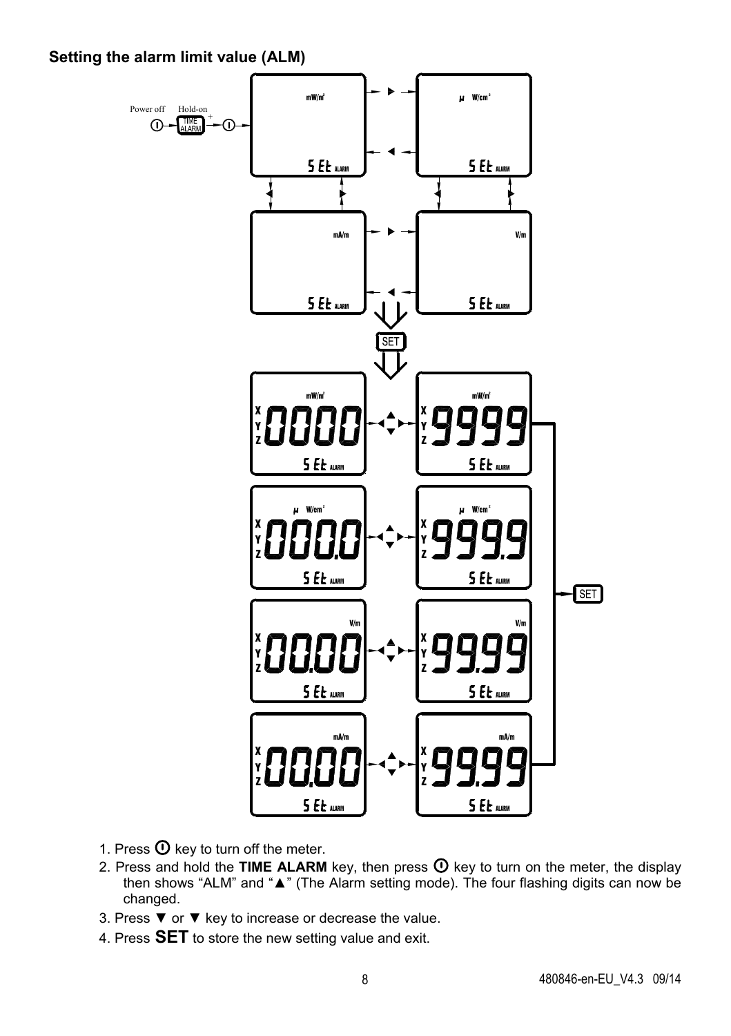### Setting the alarm limit value (ALM)

1. Press ⏻ key to turn off the meter.
2. Press and hold the **TIME ALARM** key, then press ⏻ key to turn on the meter, the display then shows “ALM” and “▲” (The Alarm setting mode). The four flashing digits can now be changed.
3. Press ▼ or ▼ key to increase or decrease the value.
4. Press **SET** to store the new setting value and exit.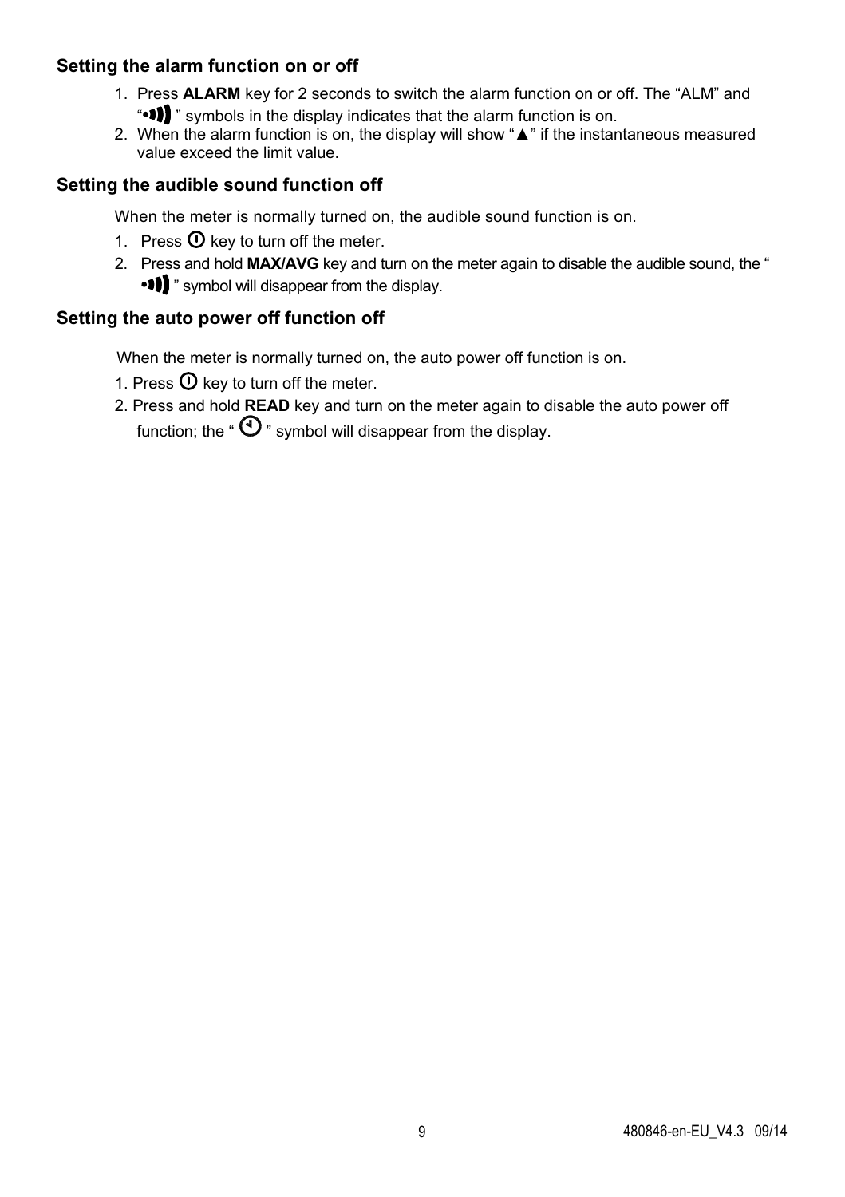### Setting the alarm function on or off

1. Press **ALARM** key for 2 seconds to switch the alarm function on or off. The "ALM" and "•))) " symbols in the display indicates that the alarm function is on.
2. When the alarm function is on, the display will show "▲" if the instantaneous measured value exceed the limit value.

### Setting the audible sound function off

When the meter is normally turned on, the audible sound function is on.

1. Press ⏻ key to turn off the meter.
2. Press and hold **MAX/AVG** key and turn on the meter again to disable the audible sound, the " •))) " symbol will disappear from the display.

### Setting the auto power off function off

When the meter is normally turned on, the auto power off function is on.

1. Press ⏻ key to turn off the meter.
2. Press and hold **READ** key and turn on the meter again to disable the auto power off function; the " 🕘 " symbol will disappear from the display.

480846-en-EU_V4.3 09/14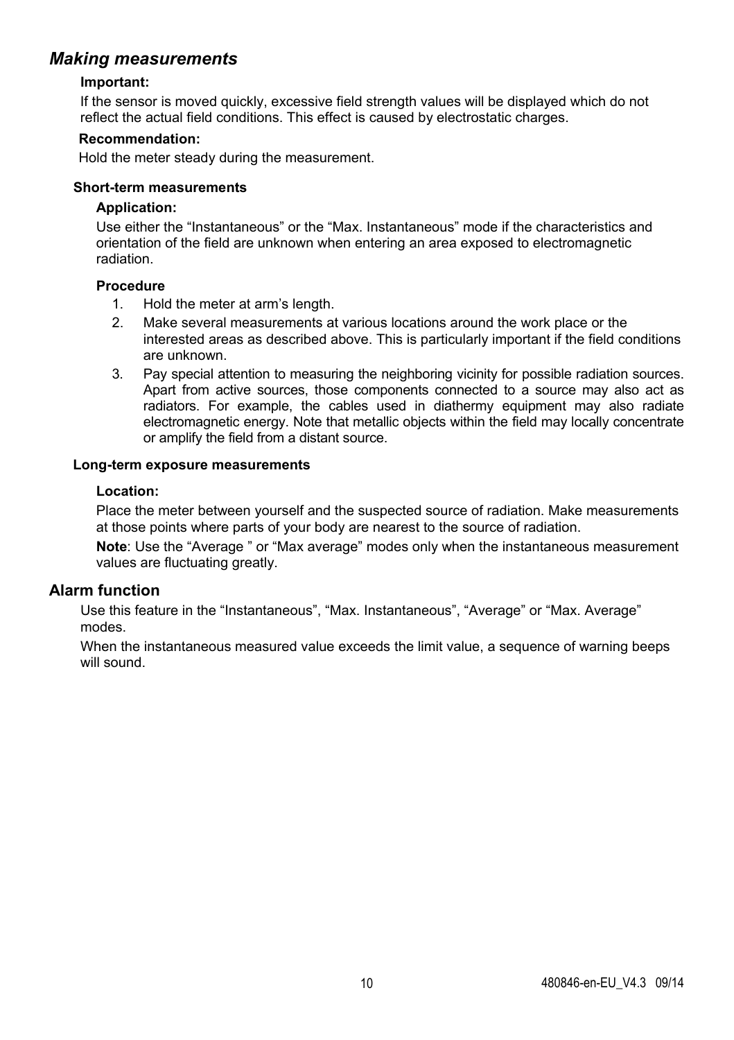## *Making measurements*

**Important:**

If the sensor is moved quickly, excessive field strength values will be displayed which do not reflect the actual field conditions. This effect is caused by electrostatic charges.

**Recommendation:**

Hold the meter steady during the measurement.

### Short-term measurements

**Application:**

Use either the “Instantaneous” or the “Max. Instantaneous” mode if the characteristics and orientation of the field are unknown when entering an area exposed to electromagnetic radiation.

**Procedure**

1. Hold the meter at arm’s length.
2. Make several measurements at various locations around the work place or the interested areas as described above. This is particularly important if the field conditions are unknown.
3. Pay special attention to measuring the neighboring vicinity for possible radiation sources. Apart from active sources, those components connected to a source may also act as radiators. For example, the cables used in diathermy equipment may also radiate electromagnetic energy. Note that metallic objects within the field may locally concentrate or amplify the field from a distant source.

### Long-term exposure measurements

**Location:**

Place the meter between yourself and the suspected source of radiation. Make measurements at those points where parts of your body are nearest to the source of radiation.

**Note**: Use the “Average ” or “Max average” modes only when the instantaneous measurement values are fluctuating greatly.

## Alarm function

Use this feature in the “Instantaneous”, “Max. Instantaneous”, “Average” or “Max. Average” modes.

When the instantaneous measured value exceeds the limit value, a sequence of warning beeps will sound.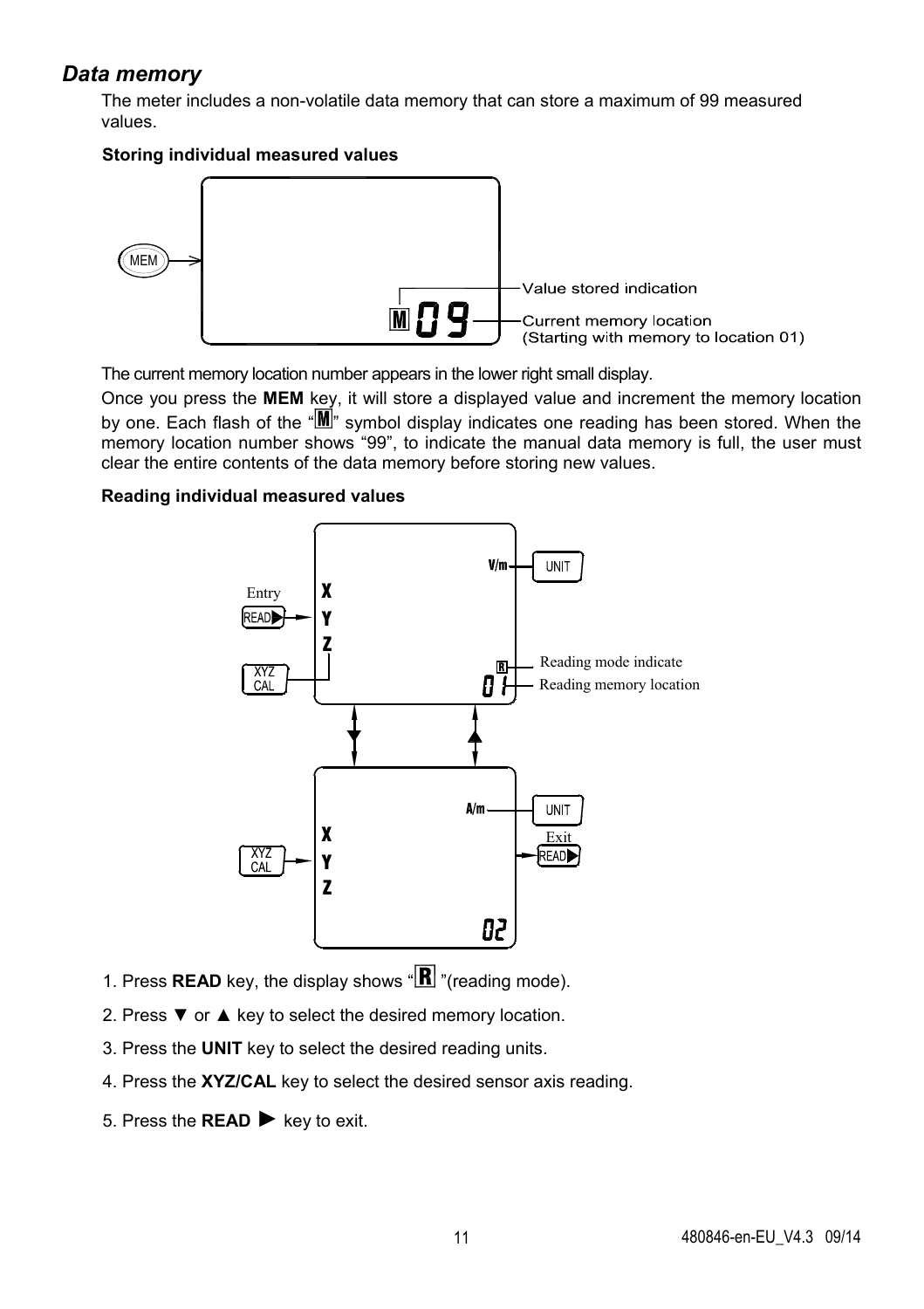## *Data memory*

The meter includes a non-volatile data memory that can store a maximum of 99 measured values.

**Storing individual measured values**

MEM

Value stored indication

Current memory location
(Starting with memory to location 01)

The current memory location number appears in the lower right small display.

Once you press the **MEM** key, it will store a displayed value and increment the memory location by one. Each flash of the "M" symbol display indicates one reading has been stored. When the memory location number shows "99", to indicate the manual data memory is full, the user must clear the entire contents of the data memory before storing new values.

**Reading individual measured values**

Entry READ▶

XYZ CAL

V/m UNIT

Reading mode indicate

Reading memory location

A/m UNIT

Exit READ▶

1. Press **READ** key, the display shows "R "(reading mode).
2. Press ▼ or ▲ key to select the desired memory location.
3. Press the **UNIT** key to select the desired reading units.
4. Press the **XYZ/CAL** key to select the desired sensor axis reading.
5. Press the **READ ►** key to exit.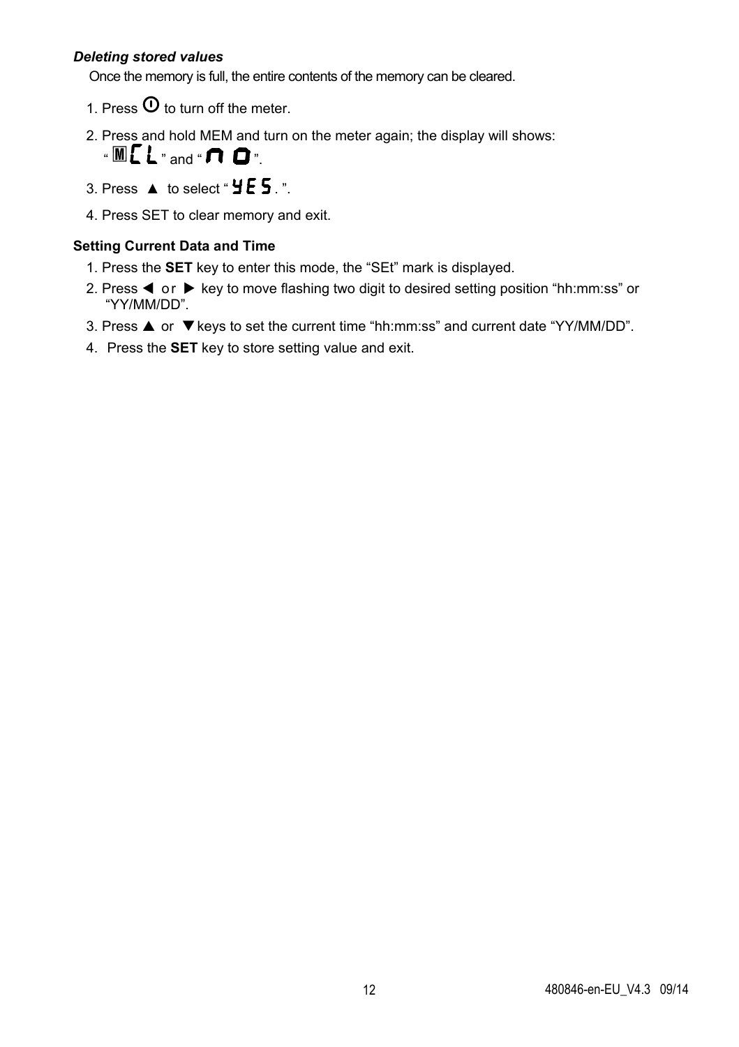***Deleting stored values***

Once the memory is full, the entire contents of the memory can be cleared.

1. Press ⏻ to turn off the meter.
2. Press and hold MEM and turn on the meter again; the display will shows: " M CL " and " n O ".
3. Press ▲ to select " YES. ".
4. Press SET to clear memory and exit.

**Setting Current Data and Time**

1. Press the **SET** key to enter this mode, the "SEt" mark is displayed.
2. Press ◀ or ▶ key to move flashing two digit to desired setting position "hh:mm:ss" or "YY/MM/DD".
3. Press ▲ or ▼ keys to set the current time "hh:mm:ss" and current date "YY/MM/DD".
4. Press the **SET** key to store setting value and exit.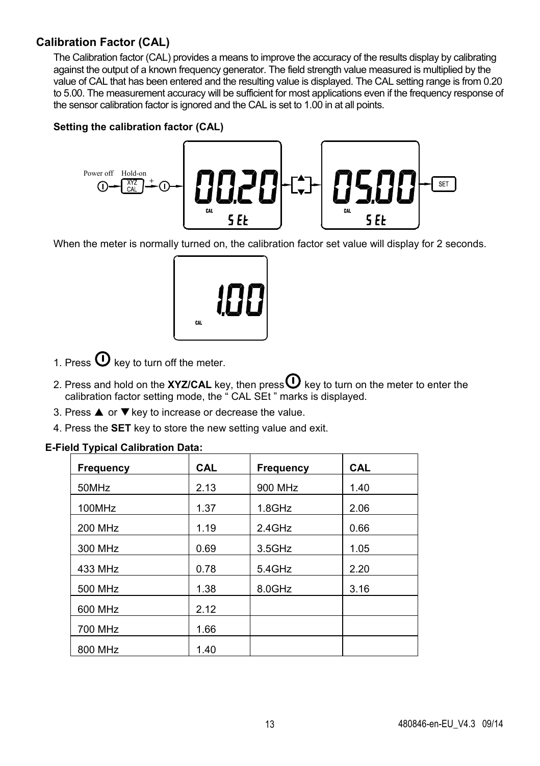## Calibration Factor (CAL)

The Calibration factor (CAL) provides a means to improve the accuracy of the results display by calibrating against the output of a known frequency generator. The field strength value measured is multiplied by the value of CAL that has been entered and the resulting value is displayed. The CAL setting range is from 0.20 to 5.00. The measurement accuracy will be sufficient for most applications even if the frequency response of the sensor calibration factor is ignored and the CAL is set to 1.00 in at all points.

### Setting the calibration factor (CAL)

Power off Hold-on XYZ CAL + 00.20 CAL SEt 05.00 CAL SEt SET

When the meter is normally turned on, the calibration factor set value will display for 2 seconds.

1.00 CAL

1. Press ⏻ key to turn off the meter.
2. Press and hold on the **XYZ/CAL** key, then press ⏻ key to turn on the meter to enter the calibration factor setting mode, the " CAL SEt " marks is displayed.
3. Press ▲ or ▼ key to increase or decrease the value.
4. Press the **SET** key to store the new setting value and exit.

**E-Field Typical Calibration Data:**

| Frequency | CAL | Frequency | CAL |
|---|---|---|---|
| 50MHz | 2.13 | 900 MHz | 1.40 |
| 100MHz | 1.37 | 1.8GHz | 2.06 |
| 200 MHz | 1.19 | 2.4GHz | 0.66 |
| 300 MHz | 0.69 | 3.5GHz | 1.05 |
| 433 MHz | 0.78 | 5.4GHz | 2.20 |
| 500 MHz | 1.38 | 8.0GHz | 3.16 |
| 600 MHz | 2.12 | | |
| 700 MHz | 1.66 | | |
| 800 MHz | 1.40 | | |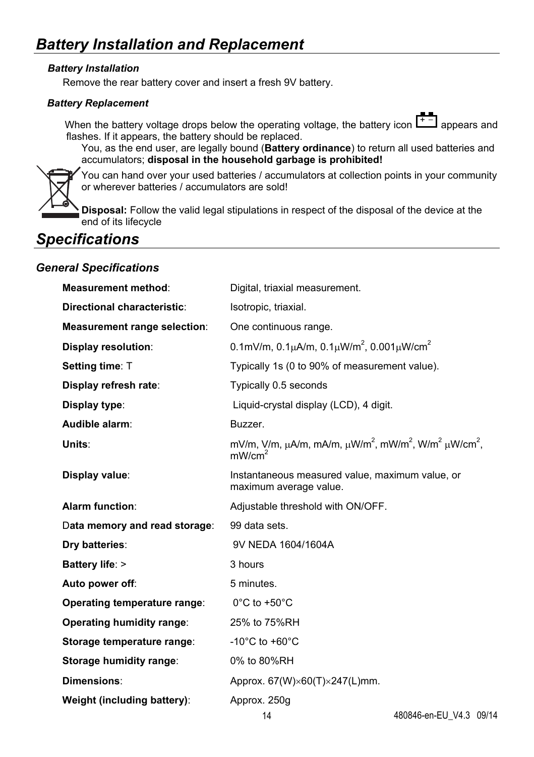## Battery Installation and Replacement

### Battery Installation

Remove the rear battery cover and insert a fresh 9V battery.

### Battery Replacement

When the battery voltage drops below the operating voltage, the battery icon appears and flashes. If it appears, the battery should be replaced.

You, as the end user, are legally bound (**Battery ordinance**) to return all used batteries and accumulators; **disposal in the household garbage is prohibited!**

You can hand over your used batteries / accumulators at collection points in your community or wherever batteries / accumulators are sold!

**Disposal:** Follow the valid legal stipulations in respect of the disposal of the device at the end of its lifecycle

## Specifications

### General Specifications

| | |
|---|---|
| **Measurement method**: | Digital, triaxial measurement. |
| **Directional characteristic**: | Isotropic, triaxial. |
| **Measurement range selection**: | One continuous range. |
| **Display resolution**: | 0.1mV/m, 0.1μA/m, 0.1μW/m², 0.001μW/cm² |
| **Setting time**: T | Typically 1s (0 to 90% of measurement value). |
| **Display refresh rate**: | Typically 0.5 seconds |
| **Display type**: | Liquid-crystal display (LCD), 4 digit. |
| **Audible alarm**: | Buzzer. |
| **Units**: | mV/m, V/m, μA/m, mA/m, μW/m², mW/m², W/m² μW/cm², mW/cm² |
| **Display value**: | Instantaneous measured value, maximum value, or maximum average value. |
| **Alarm function**: | Adjustable threshold with ON/OFF. |
| D**ata memory and read storage**: | 99 data sets. |
| **Dry batteries**: | 9V NEDA 1604/1604A |
| **Battery life**: > | 3 hours |
| **Auto power off**: | 5 minutes. |
| **Operating temperature range**: | 0°C to +50°C |
| **Operating humidity range**: | 25% to 75%RH |
| **Storage temperature range**: | -10°C to +60°C |
| **Storage humidity range**: | 0% to 80%RH |
| **Dimensions**: | Approx. 67(W)×60(T)×247(L)mm. |
| **Weight (including battery)**: | Approx. 250g |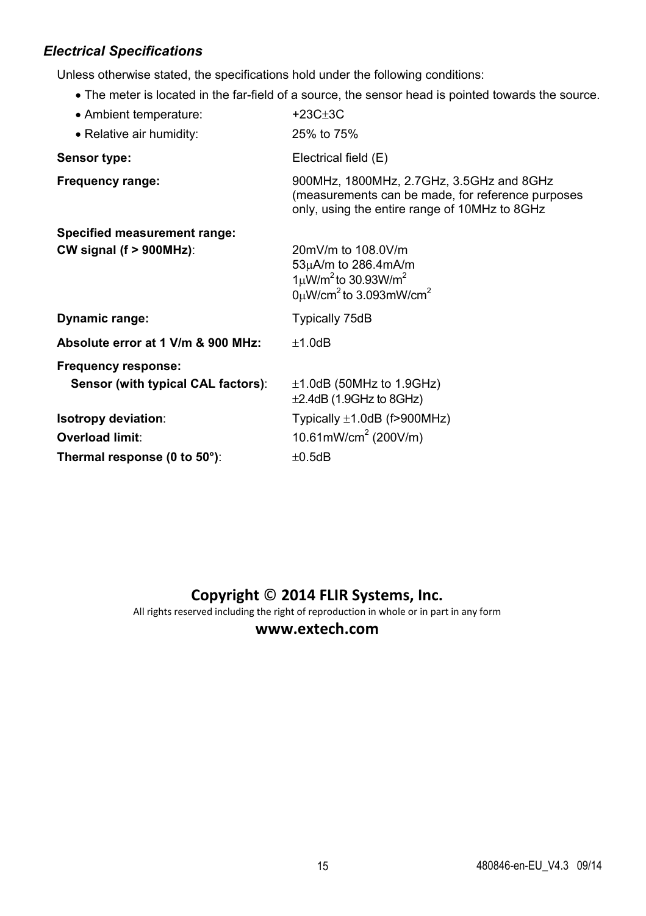### *Electrical Specifications*

Unless otherwise stated, the specifications hold under the following conditions:

- The meter is located in the far-field of a source, the sensor head is pointed towards the source.
- Ambient temperature: +23C±3C
- Relative air humidity: 25% to 75%

| | |
|---|---|
| **Sensor type:** | Electrical field (E) |
| **Frequency range:** | 900MHz, 1800MHz, 2.7GHz, 3.5GHz and 8GHz (measurements can be made, for reference purposes only, using the entire range of 10MHz to 8GHz |
| **Specified measurement range:** | |
| **CW signal (f > 900MHz)**: | 20mV/m to 108.0V/m<br>53μA/m to 286.4mA/m<br>$1\mu W/m^2$ to $30.93 W/m^2$<br>$0\mu W/cm^2$ to $3.093 mW/cm^2$ |
| **Dynamic range:** | Typically 75dB |
| **Absolute error at 1 V/m & 900 MHz:** | ±1.0dB |
| **Frequency response:** | |
| **Sensor (with typical CAL factors)**: | ±1.0dB (50MHz to 1.9GHz)<br>±2.4dB (1.9GHz to 8GHz) |
| **Isotropy deviation**: | Typically ±1.0dB (f>900MHz) |
| **Overload limit**: | $10.61 mW/cm^2$ (200V/m) |
| **Thermal response (0 to 50°)**: | ±0.5dB |

**Copyright © 2014 FLIR Systems, Inc.**

All rights reserved including the right of reproduction in whole or in part in any form

**www.extech.com**

480846-en-EU_V4.3 09/14